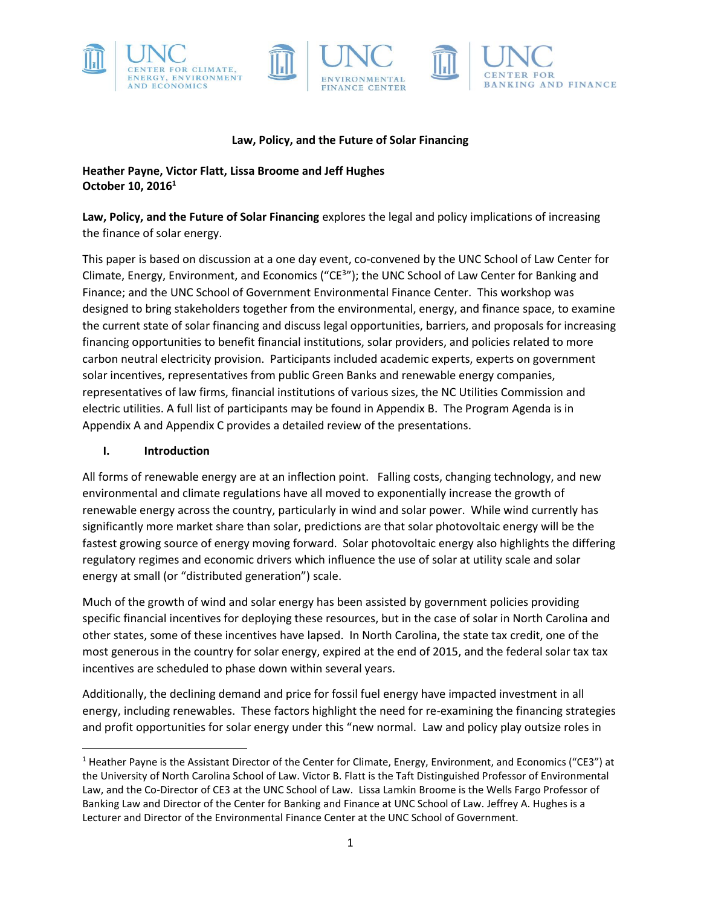UNC CENTER FOR CLIMATE, ENERGY, ENVIRONMENT AND ECONOMICS | UNC ENVIRONMENTAL FINANCE CENTER | UNC CENTER FOR BANKING AND FINANCE

**Law, Policy, and the Future of Solar Financing**

**Heather Payne, Victor Flatt, Lissa Broome and Jeff Hughes**
**October 10, 2016**[1]

**Law, Policy, and the Future of Solar Financing** explores the legal and policy implications of increasing the finance of solar energy.

This paper is based on discussion at a one day event, co-convened by the UNC School of Law Center for Climate, Energy, Environment, and Economics ("CE$^3$"); the UNC School of Law Center for Banking and Finance; and the UNC School of Government Environmental Finance Center. This workshop was designed to bring stakeholders together from the environmental, energy, and finance space, to examine the current state of solar financing and discuss legal opportunities, barriers, and proposals for increasing financing opportunities to benefit financial institutions, solar providers, and policies related to more carbon neutral electricity provision. Participants included academic experts, experts on government solar incentives, representatives from public Green Banks and renewable energy companies, representatives of law firms, financial institutions of various sizes, the NC Utilities Commission and electric utilities. A full list of participants may be found in Appendix B. The Program Agenda is in Appendix A and Appendix C provides a detailed review of the presentations.

## I. Introduction

All forms of renewable energy are at an inflection point. Falling costs, changing technology, and new environmental and climate regulations have all moved to exponentially increase the growth of renewable energy across the country, particularly in wind and solar power. While wind currently has significantly more market share than solar, predictions are that solar photovoltaic energy will be the fastest growing source of energy moving forward. Solar photovoltaic energy also highlights the differing regulatory regimes and economic drivers which influence the use of solar at utility scale and solar energy at small (or "distributed generation") scale.

Much of the growth of wind and solar energy has been assisted by government policies providing specific financial incentives for deploying these resources, but in the case of solar in North Carolina and other states, some of these incentives have lapsed. In North Carolina, the state tax credit, one of the most generous in the country for solar energy, expired at the end of 2015, and the federal solar tax tax incentives are scheduled to phase down within several years.

Additionally, the declining demand and price for fossil fuel energy have impacted investment in all energy, including renewables. These factors highlight the need for re-examining the financing strategies and profit opportunities for solar energy under this "new normal. Law and policy play outsize roles in

---

[1] Heather Payne is the Assistant Director of the Center for Climate, Energy, Environment, and Economics ("CE3") at the University of North Carolina School of Law. Victor B. Flatt is the Taft Distinguished Professor of Environmental Law, and the Co-Director of CE3 at the UNC School of Law. Lissa Lamkin Broome is the Wells Fargo Professor of Banking Law and Director of the Center for Banking and Finance at UNC School of Law. Jeffrey A. Hughes is a Lecturer and Director of the Environmental Finance Center at the UNC School of Government.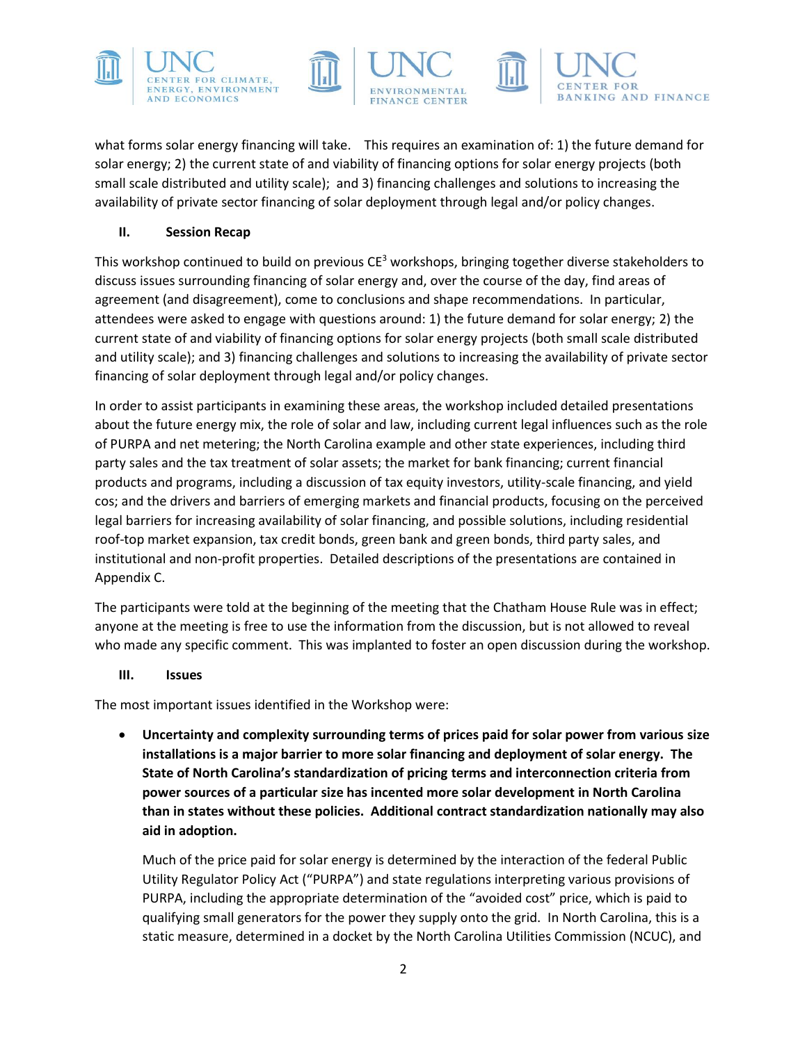what forms solar energy financing will take. This requires an examination of: 1) the future demand for solar energy; 2) the current state of and viability of financing options for solar energy projects (both small scale distributed and utility scale); and 3) financing challenges and solutions to increasing the availability of private sector financing of solar deployment through legal and/or policy changes.

## II. Session Recap

This workshop continued to build on previous CE[3] workshops, bringing together diverse stakeholders to discuss issues surrounding financing of solar energy and, over the course of the day, find areas of agreement (and disagreement), come to conclusions and shape recommendations. In particular, attendees were asked to engage with questions around: 1) the future demand for solar energy; 2) the current state of and viability of financing options for solar energy projects (both small scale distributed and utility scale); and 3) financing challenges and solutions to increasing the availability of private sector financing of solar deployment through legal and/or policy changes.

In order to assist participants in examining these areas, the workshop included detailed presentations about the future energy mix, the role of solar and law, including current legal influences such as the role of PURPA and net metering; the North Carolina example and other state experiences, including third party sales and the tax treatment of solar assets; the market for bank financing; current financial products and programs, including a discussion of tax equity investors, utility-scale financing, and yield cos; and the drivers and barriers of emerging markets and financial products, focusing on the perceived legal barriers for increasing availability of solar financing, and possible solutions, including residential roof-top market expansion, tax credit bonds, green bank and green bonds, third party sales, and institutional and non-profit properties. Detailed descriptions of the presentations are contained in Appendix C.

The participants were told at the beginning of the meeting that the Chatham House Rule was in effect; anyone at the meeting is free to use the information from the discussion, but is not allowed to reveal who made any specific comment. This was implanted to foster an open discussion during the workshop.

## III. Issues

The most important issues identified in the Workshop were:

- **Uncertainty and complexity surrounding terms of prices paid for solar power from various size installations is a major barrier to more solar financing and deployment of solar energy. The State of North Carolina's standardization of pricing terms and interconnection criteria from power sources of a particular size has incented more solar development in North Carolina than in states without these policies. Additional contract standardization nationally may also aid in adoption.**

  Much of the price paid for solar energy is determined by the interaction of the federal Public Utility Regulator Policy Act ("PURPA") and state regulations interpreting various provisions of PURPA, including the appropriate determination of the "avoided cost" price, which is paid to qualifying small generators for the power they supply onto the grid. In North Carolina, this is a static measure, determined in a docket by the North Carolina Utilities Commission (NCUC), and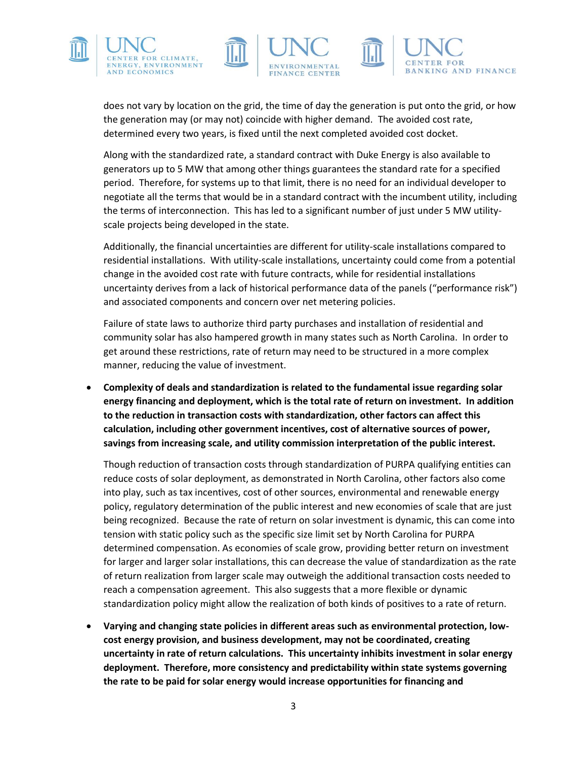does not vary by location on the grid, the time of day the generation is put onto the grid, or how the generation may (or may not) coincide with higher demand. The avoided cost rate, determined every two years, is fixed until the next completed avoided cost docket.

Along with the standardized rate, a standard contract with Duke Energy is also available to generators up to 5 MW that among other things guarantees the standard rate for a specified period. Therefore, for systems up to that limit, there is no need for an individual developer to negotiate all the terms that would be in a standard contract with the incumbent utility, including the terms of interconnection. This has led to a significant number of just under 5 MW utility-scale projects being developed in the state.

Additionally, the financial uncertainties are different for utility-scale installations compared to residential installations. With utility-scale installations, uncertainty could come from a potential change in the avoided cost rate with future contracts, while for residential installations uncertainty derives from a lack of historical performance data of the panels ("performance risk") and associated components and concern over net metering policies.

Failure of state laws to authorize third party purchases and installation of residential and community solar has also hampered growth in many states such as North Carolina. In order to get around these restrictions, rate of return may need to be structured in a more complex manner, reducing the value of investment.

- **Complexity of deals and standardization is related to the fundamental issue regarding solar energy financing and deployment, which is the total rate of return on investment. In addition to the reduction in transaction costs with standardization, other factors can affect this calculation, including other government incentives, cost of alternative sources of power, savings from increasing scale, and utility commission interpretation of the public interest.**

  Though reduction of transaction costs through standardization of PURPA qualifying entities can reduce costs of solar deployment, as demonstrated in North Carolina, other factors also come into play, such as tax incentives, cost of other sources, environmental and renewable energy policy, regulatory determination of the public interest and new economies of scale that are just being recognized. Because the rate of return on solar investment is dynamic, this can come into tension with static policy such as the specific size limit set by North Carolina for PURPA determined compensation. As economies of scale grow, providing better return on investment for larger and larger solar installations, this can decrease the value of standardization as the rate of return realization from larger scale may outweigh the additional transaction costs needed to reach a compensation agreement. This also suggests that a more flexible or dynamic standardization policy might allow the realization of both kinds of positives to a rate of return.

- **Varying and changing state policies in different areas such as environmental protection, low-cost energy provision, and business development, may not be coordinated, creating uncertainty in rate of return calculations. This uncertainty inhibits investment in solar energy deployment. Therefore, more consistency and predictability within state systems governing the rate to be paid for solar energy would increase opportunities for financing and**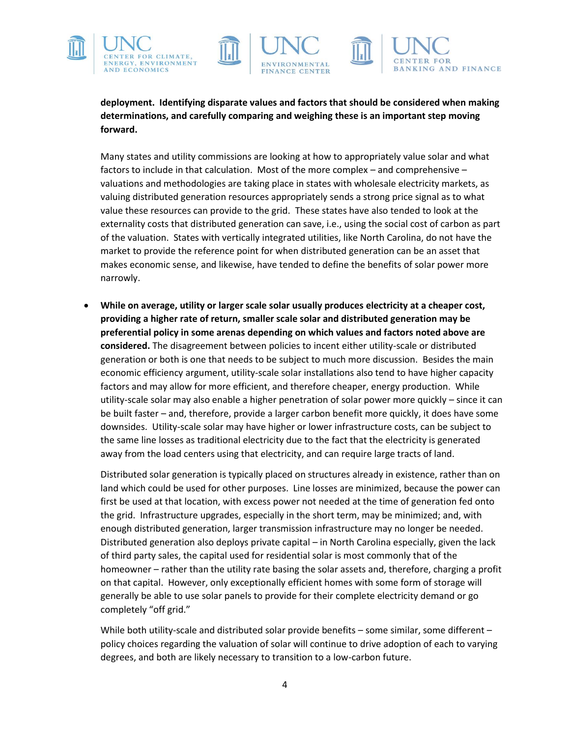**deployment. Identifying disparate values and factors that should be considered when making determinations, and carefully comparing and weighing these is an important step moving forward.**

Many states and utility commissions are looking at how to appropriately value solar and what factors to include in that calculation. Most of the more complex – and comprehensive – valuations and methodologies are taking place in states with wholesale electricity markets, as valuing distributed generation resources appropriately sends a strong price signal as to what value these resources can provide to the grid. These states have also tended to look at the externality costs that distributed generation can save, i.e., using the social cost of carbon as part of the valuation. States with vertically integrated utilities, like North Carolina, do not have the market to provide the reference point for when distributed generation can be an asset that makes economic sense, and likewise, have tended to define the benefits of solar power more narrowly.

- **While on average, utility or larger scale solar usually produces electricity at a cheaper cost, providing a higher rate of return, smaller scale solar and distributed generation may be preferential policy in some arenas depending on which values and factors noted above are considered.** The disagreement between policies to incent either utility-scale or distributed generation or both is one that needs to be subject to much more discussion. Besides the main economic efficiency argument, utility-scale solar installations also tend to have higher capacity factors and may allow for more efficient, and therefore cheaper, energy production. While utility-scale solar may also enable a higher penetration of solar power more quickly – since it can be built faster – and, therefore, provide a larger carbon benefit more quickly, it does have some downsides. Utility-scale solar may have higher or lower infrastructure costs, can be subject to the same line losses as traditional electricity due to the fact that the electricity is generated away from the load centers using that electricity, and can require large tracts of land.

  Distributed solar generation is typically placed on structures already in existence, rather than on land which could be used for other purposes. Line losses are minimized, because the power can first be used at that location, with excess power not needed at the time of generation fed onto the grid. Infrastructure upgrades, especially in the short term, may be minimized; and, with enough distributed generation, larger transmission infrastructure may no longer be needed. Distributed generation also deploys private capital – in North Carolina especially, given the lack of third party sales, the capital used for residential solar is most commonly that of the homeowner – rather than the utility rate basing the solar assets and, therefore, charging a profit on that capital. However, only exceptionally efficient homes with some form of storage will generally be able to use solar panels to provide for their complete electricity demand or go completely "off grid."

  While both utility-scale and distributed solar provide benefits – some similar, some different – policy choices regarding the valuation of solar will continue to drive adoption of each to varying degrees, and both are likely necessary to transition to a low-carbon future.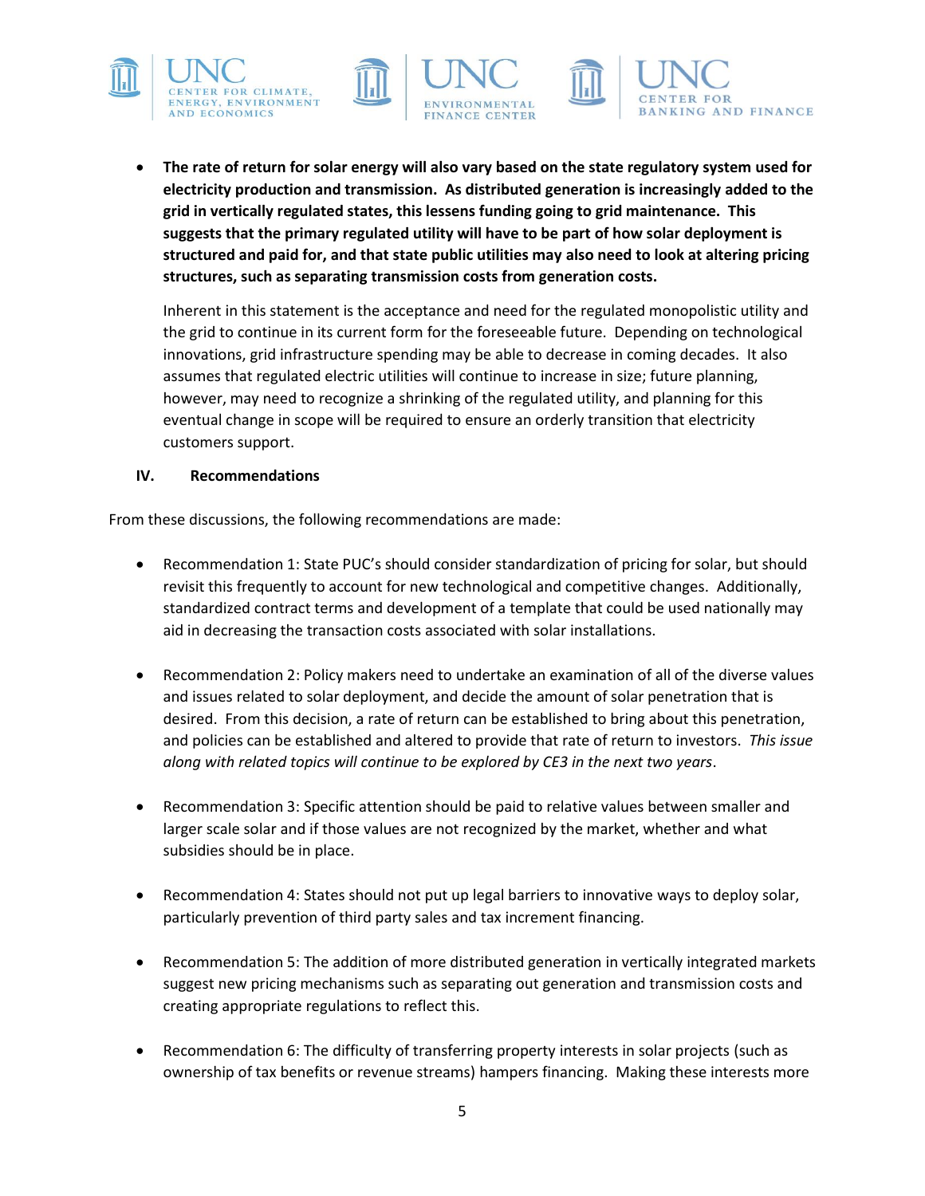- **The rate of return for solar energy will also vary based on the state regulatory system used for electricity production and transmission. As distributed generation is increasingly added to the grid in vertically regulated states, this lessens funding going to grid maintenance. This suggests that the primary regulated utility will have to be part of how solar deployment is structured and paid for, and that state public utilities may also need to look at altering pricing structures, such as separating transmission costs from generation costs.**

  Inherent in this statement is the acceptance and need for the regulated monopolistic utility and the grid to continue in its current form for the foreseeable future. Depending on technological innovations, grid infrastructure spending may be able to decrease in coming decades. It also assumes that regulated electric utilities will continue to increase in size; future planning, however, may need to recognize a shrinking of the regulated utility, and planning for this eventual change in scope will be required to ensure an orderly transition that electricity customers support.

## IV. Recommendations

From these discussions, the following recommendations are made:

- Recommendation 1: State PUC's should consider standardization of pricing for solar, but should revisit this frequently to account for new technological and competitive changes. Additionally, standardized contract terms and development of a template that could be used nationally may aid in decreasing the transaction costs associated with solar installations.

- Recommendation 2: Policy makers need to undertake an examination of all of the diverse values and issues related to solar deployment, and decide the amount of solar penetration that is desired. From this decision, a rate of return can be established to bring about this penetration, and policies can be established and altered to provide that rate of return to investors. *This issue along with related topics will continue to be explored by CE3 in the next two years*.

- Recommendation 3: Specific attention should be paid to relative values between smaller and larger scale solar and if those values are not recognized by the market, whether and what subsidies should be in place.

- Recommendation 4: States should not put up legal barriers to innovative ways to deploy solar, particularly prevention of third party sales and tax increment financing.

- Recommendation 5: The addition of more distributed generation in vertically integrated markets suggest new pricing mechanisms such as separating out generation and transmission costs and creating appropriate regulations to reflect this.

- Recommendation 6: The difficulty of transferring property interests in solar projects (such as ownership of tax benefits or revenue streams) hampers financing. Making these interests more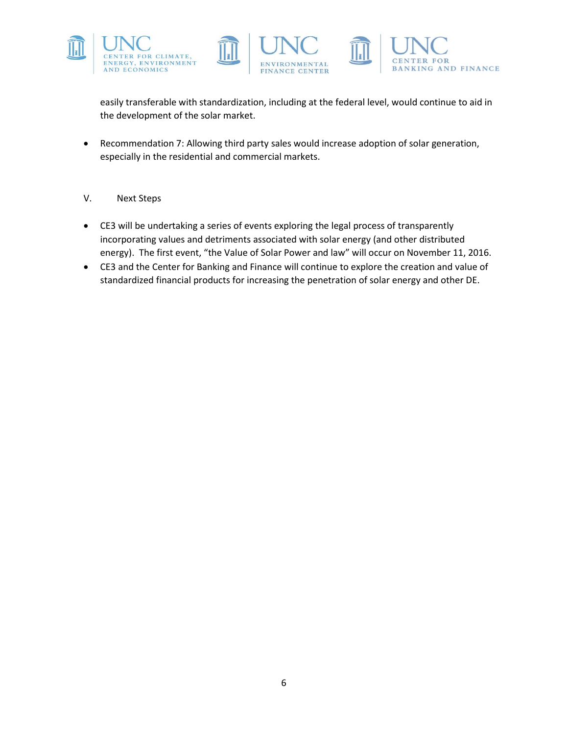easily transferable with standardization, including at the federal level, would continue to aid in the development of the solar market.

- Recommendation 7: Allowing third party sales would increase adoption of solar generation, especially in the residential and commercial markets.

## V. Next Steps

- CE3 will be undertaking a series of events exploring the legal process of transparently incorporating values and detriments associated with solar energy (and other distributed energy). The first event, "the Value of Solar Power and law" will occur on November 11, 2016.
- CE3 and the Center for Banking and Finance will continue to explore the creation and value of standardized financial products for increasing the penetration of solar energy and other DE.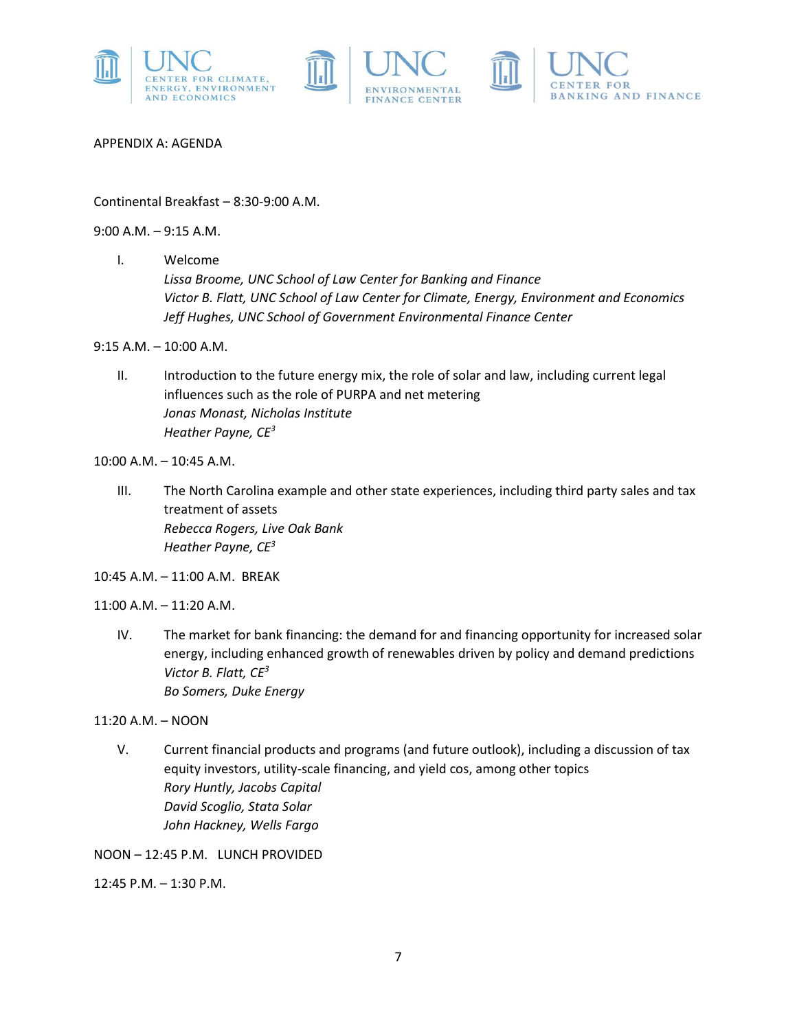## APPENDIX A: AGENDA

Continental Breakfast – 8:30-9:00 A.M.

9:00 A.M. – 9:15 A.M.

I. Welcome
*Lissa Broome, UNC School of Law Center for Banking and Finance*
*Victor B. Flatt, UNC School of Law Center for Climate, Energy, Environment and Economics*
*Jeff Hughes, UNC School of Government Environmental Finance Center*

9:15 A.M. – 10:00 A.M.

II. Introduction to the future energy mix, the role of solar and law, including current legal influences such as the role of PURPA and net metering
*Jonas Monast, Nicholas Institute*
*Heather Payne, CE³*

10:00 A.M. – 10:45 A.M.

III. The North Carolina example and other state experiences, including third party sales and tax treatment of assets
*Rebecca Rogers, Live Oak Bank*
*Heather Payne, CE³*

10:45 A.M. – 11:00 A.M. BREAK

11:00 A.M. – 11:20 A.M.

IV. The market for bank financing: the demand for and financing opportunity for increased solar energy, including enhanced growth of renewables driven by policy and demand predictions
*Victor B. Flatt, CE³*
*Bo Somers, Duke Energy*

11:20 A.M. – NOON

V. Current financial products and programs (and future outlook), including a discussion of tax equity investors, utility-scale financing, and yield cos, among other topics
*Rory Huntly, Jacobs Capital*
*David Scoglio, Stata Solar*
*John Hackney, Wells Fargo*

NOON – 12:45 P.M. LUNCH PROVIDED

12:45 P.M. – 1:30 P.M.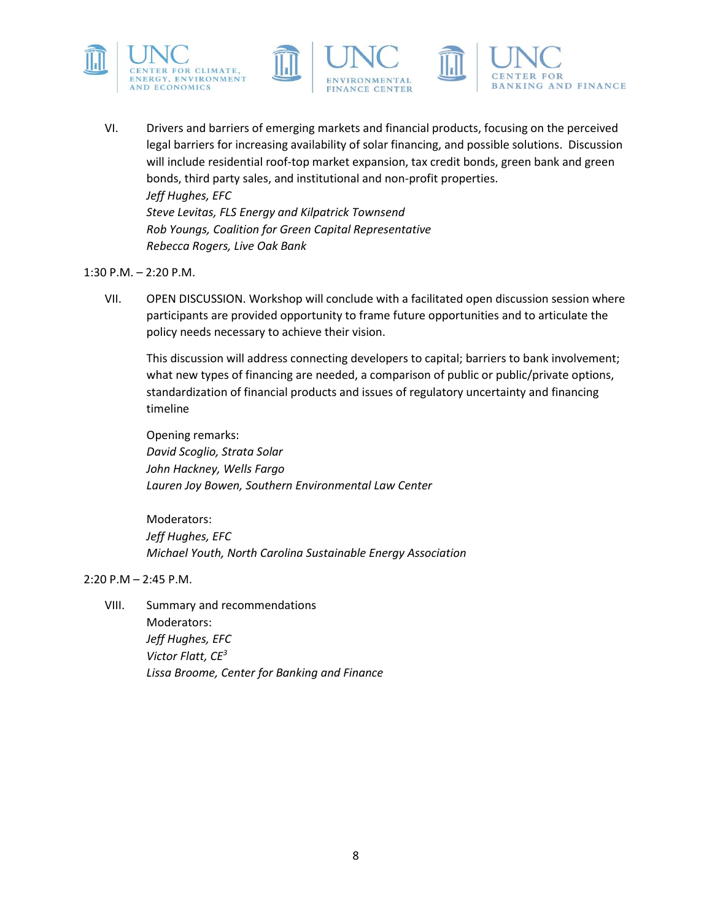VI. Drivers and barriers of emerging markets and financial products, focusing on the perceived legal barriers for increasing availability of solar financing, and possible solutions. Discussion will include residential roof-top market expansion, tax credit bonds, green bank and green bonds, third party sales, and institutional and non-profit properties.
*Jeff Hughes, EFC*
*Steve Levitas, FLS Energy and Kilpatrick Townsend*
*Rob Youngs, Coalition for Green Capital Representative*
*Rebecca Rogers, Live Oak Bank*

1:30 P.M. – 2:20 P.M.

VII. OPEN DISCUSSION. Workshop will conclude with a facilitated open discussion session where participants are provided opportunity to frame future opportunities and to articulate the policy needs necessary to achieve their vision.

This discussion will address connecting developers to capital; barriers to bank involvement; what new types of financing are needed, a comparison of public or public/private options, standardization of financial products and issues of regulatory uncertainty and financing timeline

Opening remarks:
*David Scoglio, Strata Solar*
*John Hackney, Wells Fargo*
*Lauren Joy Bowen, Southern Environmental Law Center*

Moderators:
*Jeff Hughes, EFC*
*Michael Youth, North Carolina Sustainable Energy Association*

2:20 P.M – 2:45 P.M.

VIII. Summary and recommendations
Moderators:
*Jeff Hughes, EFC*
*Victor Flatt, $CE^3$*
*Lissa Broome, Center for Banking and Finance*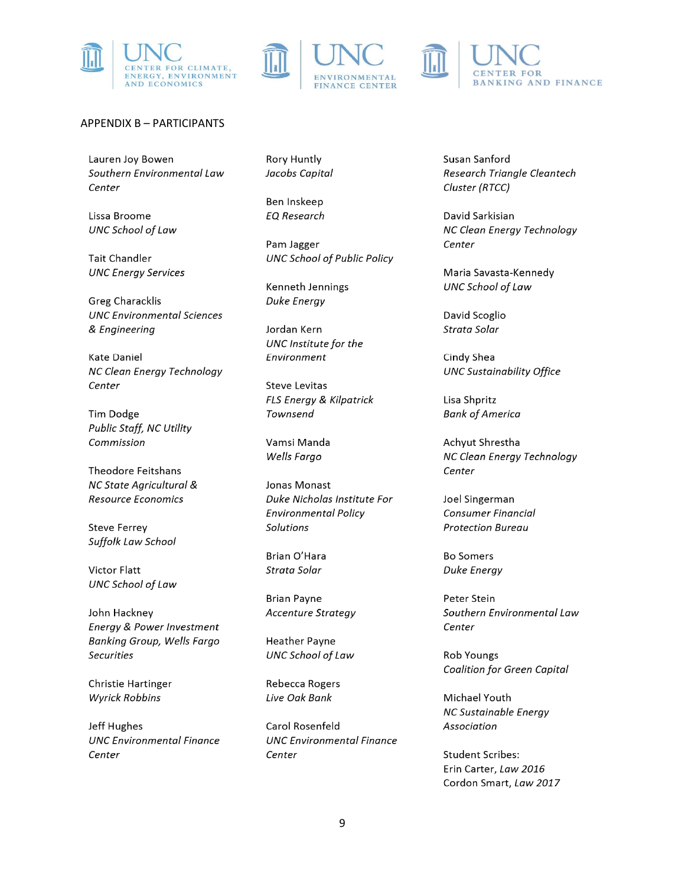## APPENDIX B – PARTICIPANTS

Lauren Joy Bowen
*Southern Environmental Law Center*

Lissa Broome
*UNC School of Law*

Tait Chandler
*UNC Energy Services*

Greg Characklis
*UNC Environmental Sciences & Engineering*

Kate Daniel
*NC Clean Energy Technology Center*

Tim Dodge
*Public Staff, NC Utility Commission*

Theodore Feitshans
*NC State Agricultural & Resource Economics*

Steve Ferrey
*Suffolk Law School*

Victor Flatt
*UNC School of Law*

John Hackney
*Energy & Power Investment Banking Group, Wells Fargo Securities*

Christie Hartinger
*Wyrick Robbins*

Jeff Hughes
*UNC Environmental Finance Center*

Rory Huntly
*Jacobs Capital*

Ben Inskeep
*EQ Research*

Pam Jagger
*UNC School of Public Policy*

Kenneth Jennings
*Duke Energy*

Jordan Kern
*UNC Institute for the Environment*

Steve Levitas
*FLS Energy & Kilpatrick Townsend*

Vamsi Manda
*Wells Fargo*

Jonas Monast
*Duke Nicholas Institute For Environmental Policy Solutions*

Brian O'Hara
*Strata Solar*

Brian Payne
*Accenture Strategy*

Heather Payne
*UNC School of Law*

Rebecca Rogers
*Live Oak Bank*

Carol Rosenfeld
*UNC Environmental Finance Center*

Susan Sanford
*Research Triangle Cleantech Cluster (RTCC)*

David Sarkisian
*NC Clean Energy Technology Center*

Maria Savasta-Kennedy
*UNC School of Law*

David Scoglio
*Strata Solar*

Cindy Shea
*UNC Sustainability Office*

Lisa Shpritz
*Bank of America*

Achyut Shrestha
*NC Clean Energy Technology Center*

Joel Singerman
*Consumer Financial Protection Bureau*

Bo Somers
*Duke Energy*

Peter Stein
*Southern Environmental Law Center*

Rob Youngs
*Coalition for Green Capital*

Michael Youth
*NC Sustainable Energy Association*

Student Scribes:
Erin Carter, *Law 2016*
Cordon Smart, *Law 2017*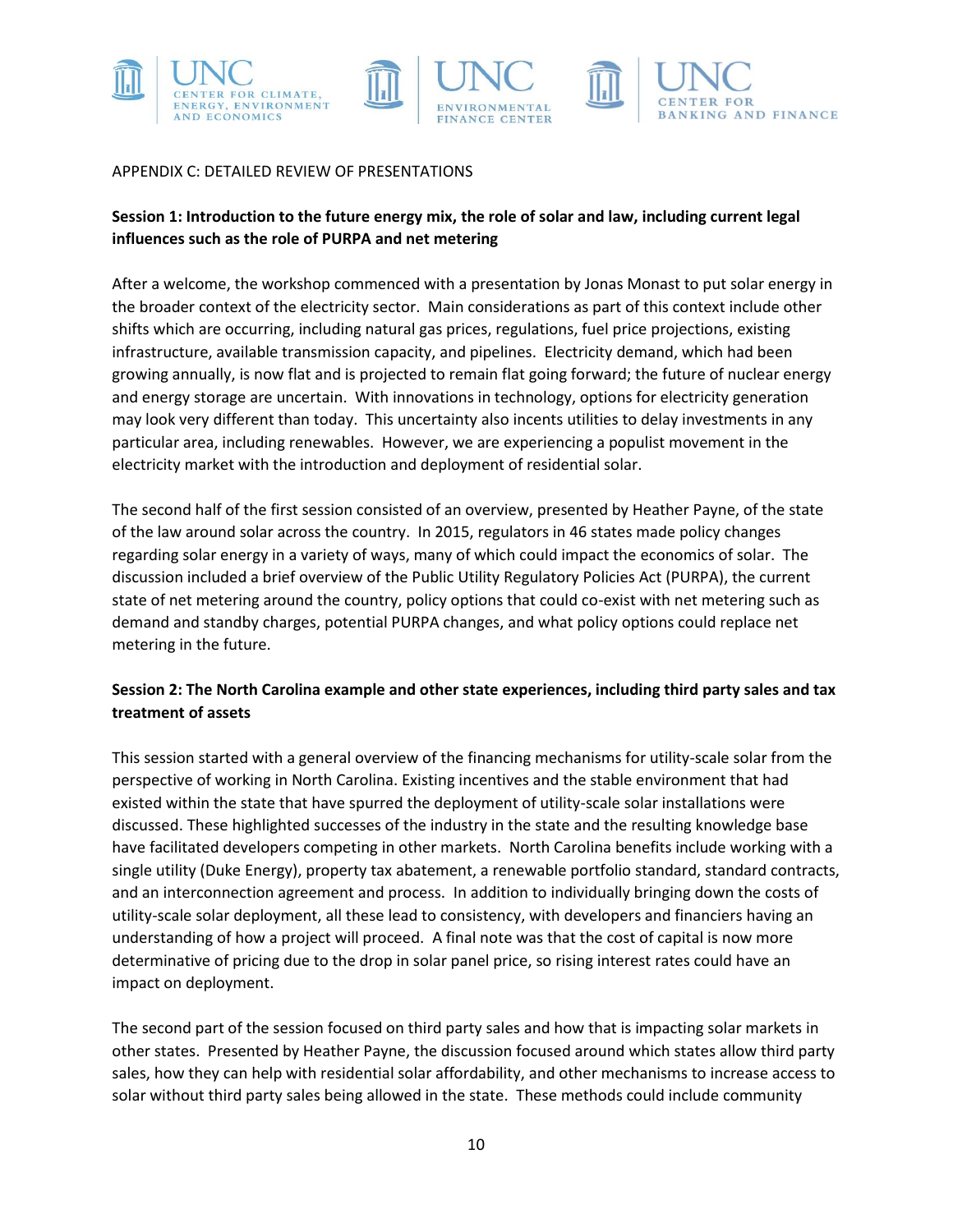APPENDIX C: DETAILED REVIEW OF PRESENTATIONS

**Session 1: Introduction to the future energy mix, the role of solar and law, including current legal influences such as the role of PURPA and net metering**

After a welcome, the workshop commenced with a presentation by Jonas Monast to put solar energy in the broader context of the electricity sector. Main considerations as part of this context include other shifts which are occurring, including natural gas prices, regulations, fuel price projections, existing infrastructure, available transmission capacity, and pipelines. Electricity demand, which had been growing annually, is now flat and is projected to remain flat going forward; the future of nuclear energy and energy storage are uncertain. With innovations in technology, options for electricity generation may look very different than today. This uncertainty also incents utilities to delay investments in any particular area, including renewables. However, we are experiencing a populist movement in the electricity market with the introduction and deployment of residential solar.

The second half of the first session consisted of an overview, presented by Heather Payne, of the state of the law around solar across the country. In 2015, regulators in 46 states made policy changes regarding solar energy in a variety of ways, many of which could impact the economics of solar. The discussion included a brief overview of the Public Utility Regulatory Policies Act (PURPA), the current state of net metering around the country, policy options that could co-exist with net metering such as demand and standby charges, potential PURPA changes, and what policy options could replace net metering in the future.

**Session 2: The North Carolina example and other state experiences, including third party sales and tax treatment of assets**

This session started with a general overview of the financing mechanisms for utility-scale solar from the perspective of working in North Carolina. Existing incentives and the stable environment that had existed within the state that have spurred the deployment of utility-scale solar installations were discussed. These highlighted successes of the industry in the state and the resulting knowledge base have facilitated developers competing in other markets. North Carolina benefits include working with a single utility (Duke Energy), property tax abatement, a renewable portfolio standard, standard contracts, and an interconnection agreement and process. In addition to individually bringing down the costs of utility-scale solar deployment, all these lead to consistency, with developers and financiers having an understanding of how a project will proceed. A final note was that the cost of capital is now more determinative of pricing due to the drop in solar panel price, so rising interest rates could have an impact on deployment.

The second part of the session focused on third party sales and how that is impacting solar markets in other states. Presented by Heather Payne, the discussion focused around which states allow third party sales, how they can help with residential solar affordability, and other mechanisms to increase access to solar without third party sales being allowed in the state. These methods could include community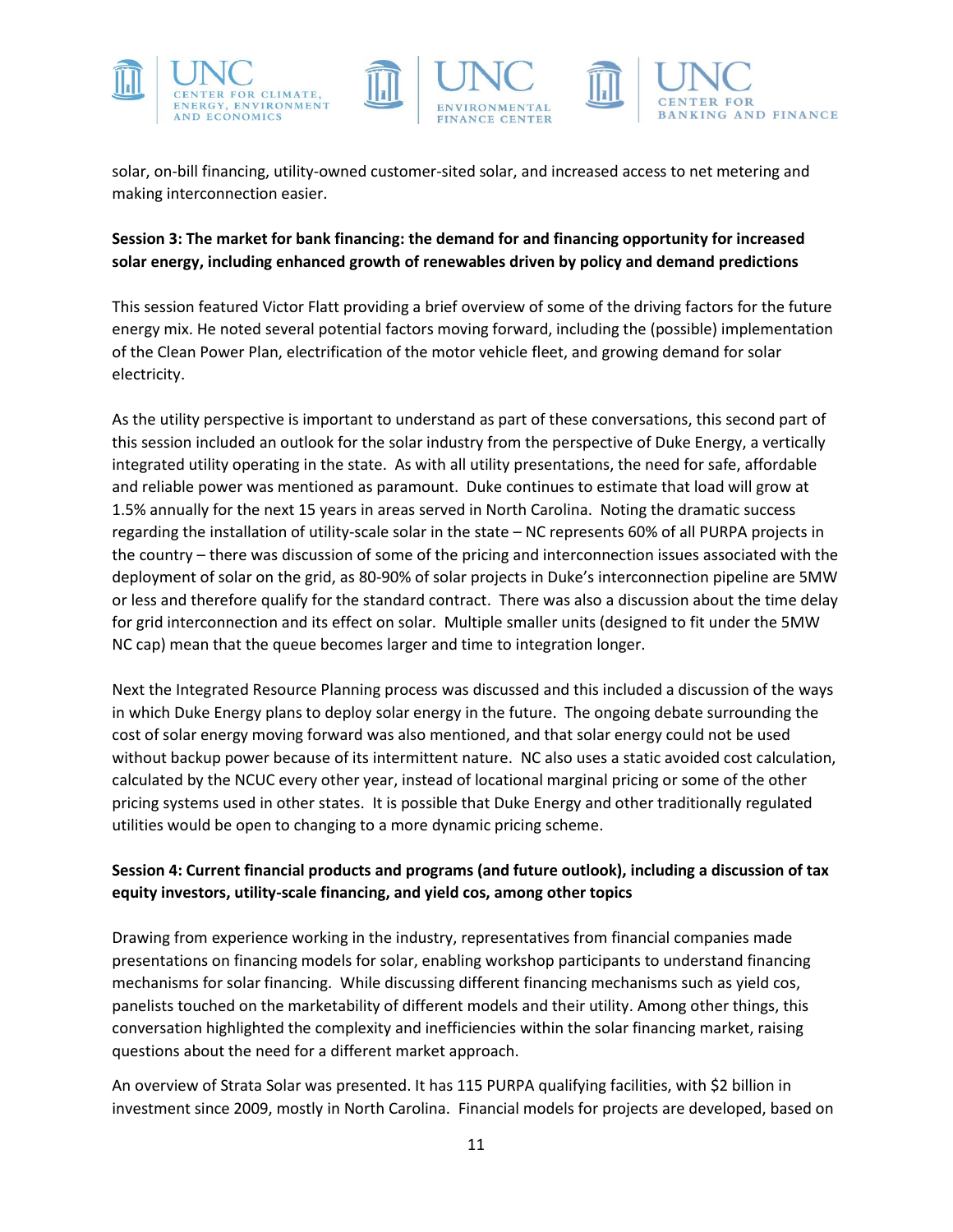solar, on-bill financing, utility-owned customer-sited solar, and increased access to net metering and making interconnection easier.

**Session 3: The market for bank financing: the demand for and financing opportunity for increased solar energy, including enhanced growth of renewables driven by policy and demand predictions**

This session featured Victor Flatt providing a brief overview of some of the driving factors for the future energy mix. He noted several potential factors moving forward, including the (possible) implementation of the Clean Power Plan, electrification of the motor vehicle fleet, and growing demand for solar electricity.

As the utility perspective is important to understand as part of these conversations, this second part of this session included an outlook for the solar industry from the perspective of Duke Energy, a vertically integrated utility operating in the state. As with all utility presentations, the need for safe, affordable and reliable power was mentioned as paramount. Duke continues to estimate that load will grow at 1.5% annually for the next 15 years in areas served in North Carolina. Noting the dramatic success regarding the installation of utility-scale solar in the state – NC represents 60% of all PURPA projects in the country – there was discussion of some of the pricing and interconnection issues associated with the deployment of solar on the grid, as 80-90% of solar projects in Duke's interconnection pipeline are 5MW or less and therefore qualify for the standard contract. There was also a discussion about the time delay for grid interconnection and its effect on solar. Multiple smaller units (designed to fit under the 5MW NC cap) mean that the queue becomes larger and time to integration longer.

Next the Integrated Resource Planning process was discussed and this included a discussion of the ways in which Duke Energy plans to deploy solar energy in the future. The ongoing debate surrounding the cost of solar energy moving forward was also mentioned, and that solar energy could not be used without backup power because of its intermittent nature. NC also uses a static avoided cost calculation, calculated by the NCUC every other year, instead of locational marginal pricing or some of the other pricing systems used in other states. It is possible that Duke Energy and other traditionally regulated utilities would be open to changing to a more dynamic pricing scheme.

**Session 4: Current financial products and programs (and future outlook), including a discussion of tax equity investors, utility-scale financing, and yield cos, among other topics**

Drawing from experience working in the industry, representatives from financial companies made presentations on financing models for solar, enabling workshop participants to understand financing mechanisms for solar financing. While discussing different financing mechanisms such as yield cos, panelists touched on the marketability of different models and their utility. Among other things, this conversation highlighted the complexity and inefficiencies within the solar financing market, raising questions about the need for a different market approach.

An overview of Strata Solar was presented. It has 115 PURPA qualifying facilities, with $2 billion in investment since 2009, mostly in North Carolina. Financial models for projects are developed, based on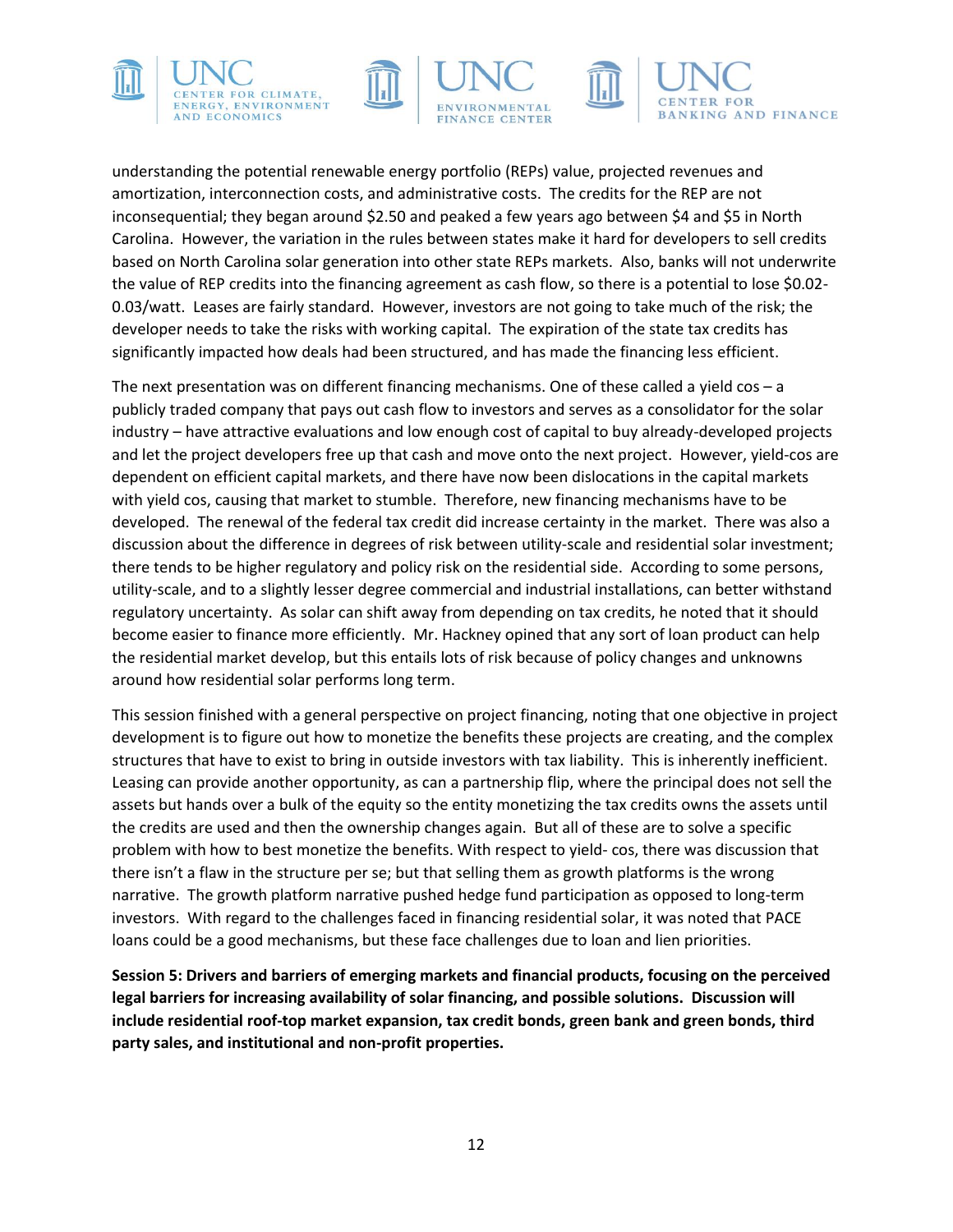understanding the potential renewable energy portfolio (REPs) value, projected revenues and amortization, interconnection costs, and administrative costs. The credits for the REP are not inconsequential; they began around $2.50 and peaked a few years ago between $4 and $5 in North Carolina. However, the variation in the rules between states make it hard for developers to sell credits based on North Carolina solar generation into other state REPs markets. Also, banks will not underwrite the value of REP credits into the financing agreement as cash flow, so there is a potential to lose $0.02-0.03/watt. Leases are fairly standard. However, investors are not going to take much of the risk; the developer needs to take the risks with working capital. The expiration of the state tax credits has significantly impacted how deals had been structured, and has made the financing less efficient.

The next presentation was on different financing mechanisms. One of these called a yield cos – a publicly traded company that pays out cash flow to investors and serves as a consolidator for the solar industry – have attractive evaluations and low enough cost of capital to buy already-developed projects and let the project developers free up that cash and move onto the next project. However, yield-cos are dependent on efficient capital markets, and there have now been dislocations in the capital markets with yield cos, causing that market to stumble. Therefore, new financing mechanisms have to be developed. The renewal of the federal tax credit did increase certainty in the market. There was also a discussion about the difference in degrees of risk between utility-scale and residential solar investment; there tends to be higher regulatory and policy risk on the residential side. According to some persons, utility-scale, and to a slightly lesser degree commercial and industrial installations, can better withstand regulatory uncertainty. As solar can shift away from depending on tax credits, he noted that it should become easier to finance more efficiently. Mr. Hackney opined that any sort of loan product can help the residential market develop, but this entails lots of risk because of policy changes and unknowns around how residential solar performs long term.

This session finished with a general perspective on project financing, noting that one objective in project development is to figure out how to monetize the benefits these projects are creating, and the complex structures that have to exist to bring in outside investors with tax liability. This is inherently inefficient. Leasing can provide another opportunity, as can a partnership flip, where the principal does not sell the assets but hands over a bulk of the equity so the entity monetizing the tax credits owns the assets until the credits are used and then the ownership changes again. But all of these are to solve a specific problem with how to best monetize the benefits. With respect to yield- cos, there was discussion that there isn't a flaw in the structure per se; but that selling them as growth platforms is the wrong narrative. The growth platform narrative pushed hedge fund participation as opposed to long-term investors. With regard to the challenges faced in financing residential solar, it was noted that PACE loans could be a good mechanisms, but these face challenges due to loan and lien priorities.

**Session 5: Drivers and barriers of emerging markets and financial products, focusing on the perceived legal barriers for increasing availability of solar financing, and possible solutions. Discussion will include residential roof-top market expansion, tax credit bonds, green bank and green bonds, third party sales, and institutional and non-profit properties.**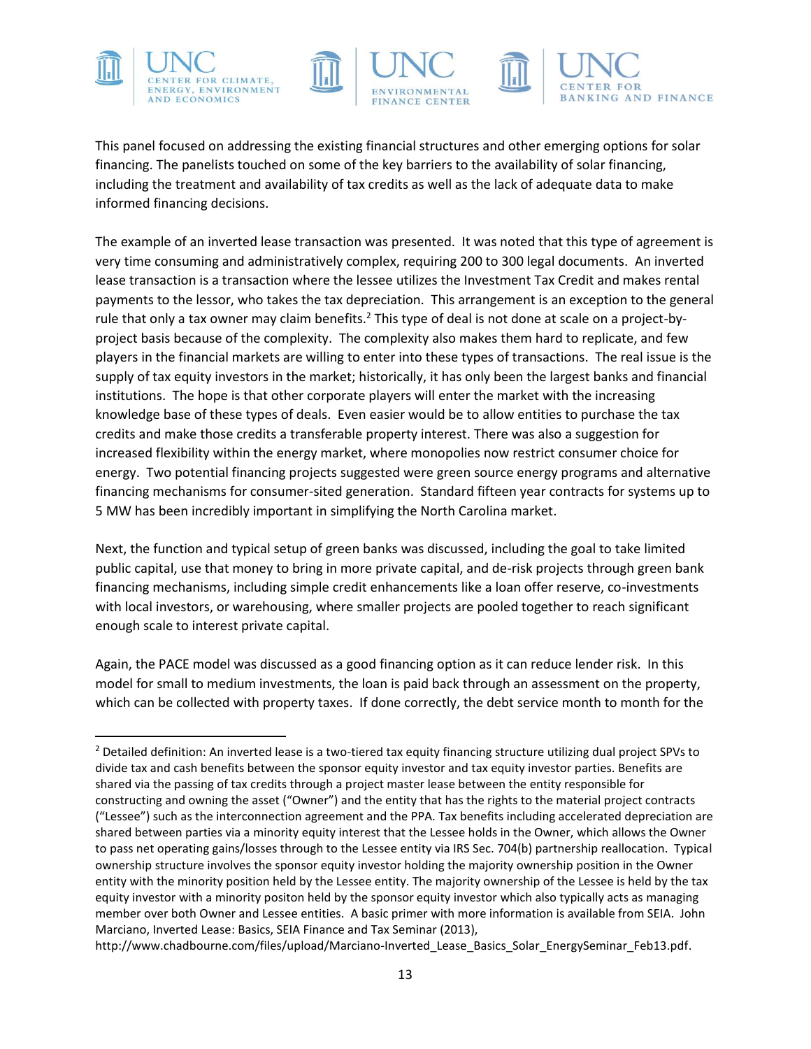This panel focused on addressing the existing financial structures and other emerging options for solar financing. The panelists touched on some of the key barriers to the availability of solar financing, including the treatment and availability of tax credits as well as the lack of adequate data to make informed financing decisions.

The example of an inverted lease transaction was presented. It was noted that this type of agreement is very time consuming and administratively complex, requiring 200 to 300 legal documents. An inverted lease transaction is a transaction where the lessee utilizes the Investment Tax Credit and makes rental payments to the lessor, who takes the tax depreciation. This arrangement is an exception to the general rule that only a tax owner may claim benefits.[2] This type of deal is not done at scale on a project-by-project basis because of the complexity. The complexity also makes them hard to replicate, and few players in the financial markets are willing to enter into these types of transactions. The real issue is the supply of tax equity investors in the market; historically, it has only been the largest banks and financial institutions. The hope is that other corporate players will enter the market with the increasing knowledge base of these types of deals. Even easier would be to allow entities to purchase the tax credits and make those credits a transferable property interest. There was also a suggestion for increased flexibility within the energy market, where monopolies now restrict consumer choice for energy. Two potential financing projects suggested were green source energy programs and alternative financing mechanisms for consumer-sited generation. Standard fifteen year contracts for systems up to 5 MW has been incredibly important in simplifying the North Carolina market.

Next, the function and typical setup of green banks was discussed, including the goal to take limited public capital, use that money to bring in more private capital, and de-risk projects through green bank financing mechanisms, including simple credit enhancements like a loan offer reserve, co-investments with local investors, or warehousing, where smaller projects are pooled together to reach significant enough scale to interest private capital.

Again, the PACE model was discussed as a good financing option as it can reduce lender risk. In this model for small to medium investments, the loan is paid back through an assessment on the property, which can be collected with property taxes. If done correctly, the debt service month to month for the

---

[2] Detailed definition: An inverted lease is a two-tiered tax equity financing structure utilizing dual project SPVs to divide tax and cash benefits between the sponsor equity investor and tax equity investor parties. Benefits are shared via the passing of tax credits through a project master lease between the entity responsible for constructing and owning the asset ("Owner") and the entity that has the rights to the material project contracts ("Lessee") such as the interconnection agreement and the PPA. Tax benefits including accelerated depreciation are shared between parties via a minority equity interest that the Lessee holds in the Owner, which allows the Owner to pass net operating gains/losses through to the Lessee entity via IRS Sec. 704(b) partnership reallocation. Typical ownership structure involves the sponsor equity investor holding the majority ownership position in the Owner entity with the minority position held by the Lessee entity. The majority ownership of the Lessee is held by the tax equity investor with a minority positon held by the sponsor equity investor which also typically acts as managing member over both Owner and Lessee entities. A basic primer with more information is available from SEIA. John Marciano, Inverted Lease: Basics, SEIA Finance and Tax Seminar (2013), http://www.chadbourne.com/files/upload/Marciano-Inverted_Lease_Basics_Solar_EnergySeminar_Feb13.pdf.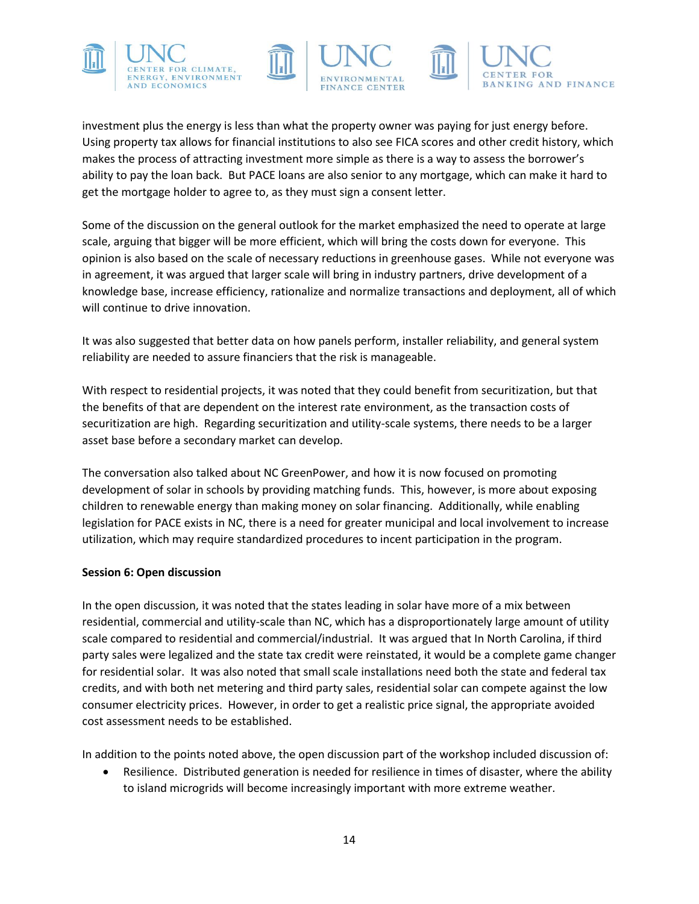investment plus the energy is less than what the property owner was paying for just energy before. Using property tax allows for financial institutions to also see FICA scores and other credit history, which makes the process of attracting investment more simple as there is a way to assess the borrower's ability to pay the loan back. But PACE loans are also senior to any mortgage, which can make it hard to get the mortgage holder to agree to, as they must sign a consent letter.

Some of the discussion on the general outlook for the market emphasized the need to operate at large scale, arguing that bigger will be more efficient, which will bring the costs down for everyone. This opinion is also based on the scale of necessary reductions in greenhouse gases. While not everyone was in agreement, it was argued that larger scale will bring in industry partners, drive development of a knowledge base, increase efficiency, rationalize and normalize transactions and deployment, all of which will continue to drive innovation.

It was also suggested that better data on how panels perform, installer reliability, and general system reliability are needed to assure financiers that the risk is manageable.

With respect to residential projects, it was noted that they could benefit from securitization, but that the benefits of that are dependent on the interest rate environment, as the transaction costs of securitization are high. Regarding securitization and utility-scale systems, there needs to be a larger asset base before a secondary market can develop.

The conversation also talked about NC GreenPower, and how it is now focused on promoting development of solar in schools by providing matching funds. This, however, is more about exposing children to renewable energy than making money on solar financing. Additionally, while enabling legislation for PACE exists in NC, there is a need for greater municipal and local involvement to increase utilization, which may require standardized procedures to incent participation in the program.

**Session 6: Open discussion**

In the open discussion, it was noted that the states leading in solar have more of a mix between residential, commercial and utility-scale than NC, which has a disproportionately large amount of utility scale compared to residential and commercial/industrial. It was argued that In North Carolina, if third party sales were legalized and the state tax credit were reinstated, it would be a complete game changer for residential solar. It was also noted that small scale installations need both the state and federal tax credits, and with both net metering and third party sales, residential solar can compete against the low consumer electricity prices. However, in order to get a realistic price signal, the appropriate avoided cost assessment needs to be established.

In addition to the points noted above, the open discussion part of the workshop included discussion of:

- Resilience. Distributed generation is needed for resilience in times of disaster, where the ability to island microgrids will become increasingly important with more extreme weather.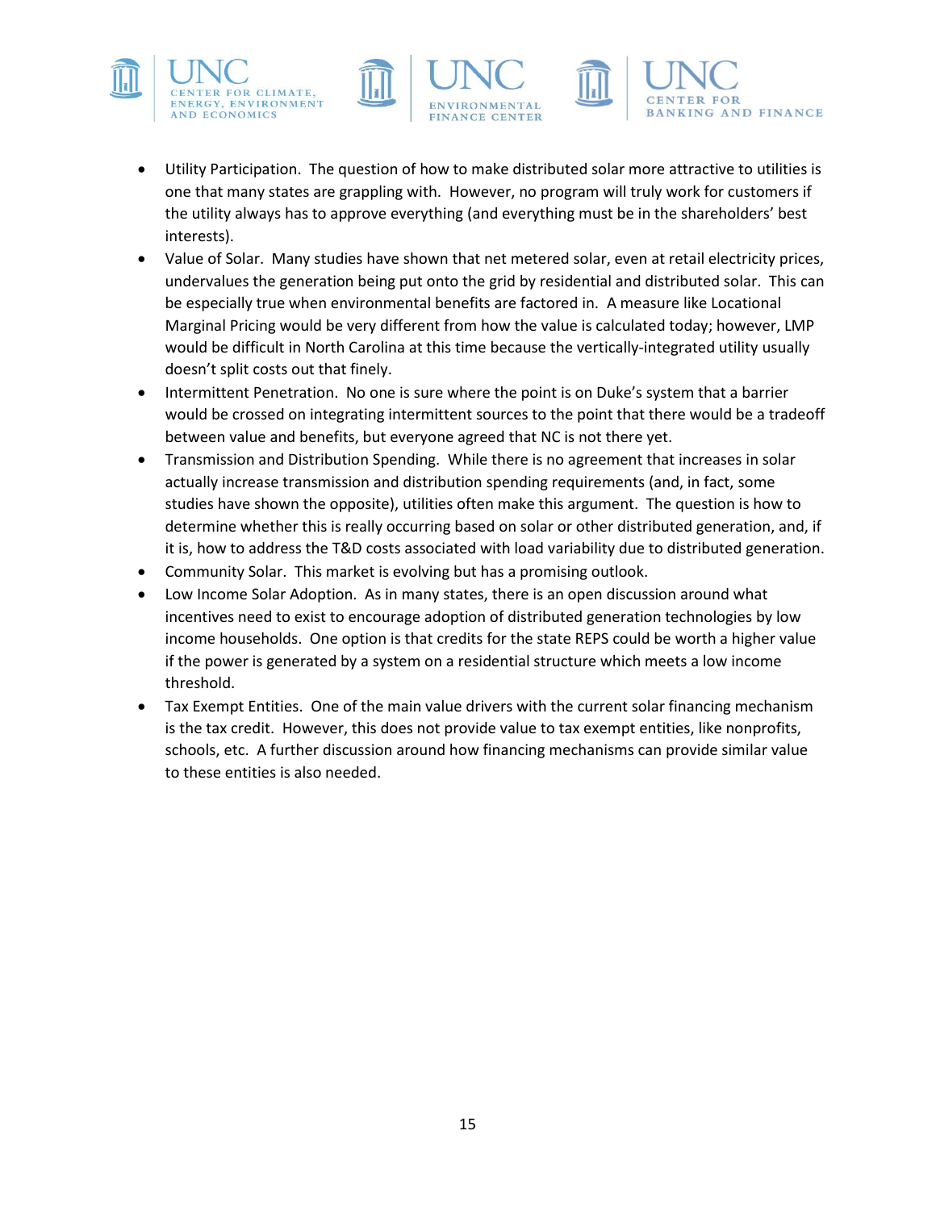- Utility Participation. The question of how to make distributed solar more attractive to utilities is one that many states are grappling with. However, no program will truly work for customers if the utility always has to approve everything (and everything must be in the shareholders' best interests).
- Value of Solar. Many studies have shown that net metered solar, even at retail electricity prices, undervalues the generation being put onto the grid by residential and distributed solar. This can be especially true when environmental benefits are factored in. A measure like Locational Marginal Pricing would be very different from how the value is calculated today; however, LMP would be difficult in North Carolina at this time because the vertically-integrated utility usually doesn't split costs out that finely.
- Intermittent Penetration. No one is sure where the point is on Duke's system that a barrier would be crossed on integrating intermittent sources to the point that there would be a tradeoff between value and benefits, but everyone agreed that NC is not there yet.
- Transmission and Distribution Spending. While there is no agreement that increases in solar actually increase transmission and distribution spending requirements (and, in fact, some studies have shown the opposite), utilities often make this argument. The question is how to determine whether this is really occurring based on solar or other distributed generation, and, if it is, how to address the T&D costs associated with load variability due to distributed generation.
- Community Solar. This market is evolving but has a promising outlook.
- Low Income Solar Adoption. As in many states, there is an open discussion around what incentives need to exist to encourage adoption of distributed generation technologies by low income households. One option is that credits for the state REPS could be worth a higher value if the power is generated by a system on a residential structure which meets a low income threshold.
- Tax Exempt Entities. One of the main value drivers with the current solar financing mechanism is the tax credit. However, this does not provide value to tax exempt entities, like nonprofits, schools, etc. A further discussion around how financing mechanisms can provide similar value to these entities is also needed.